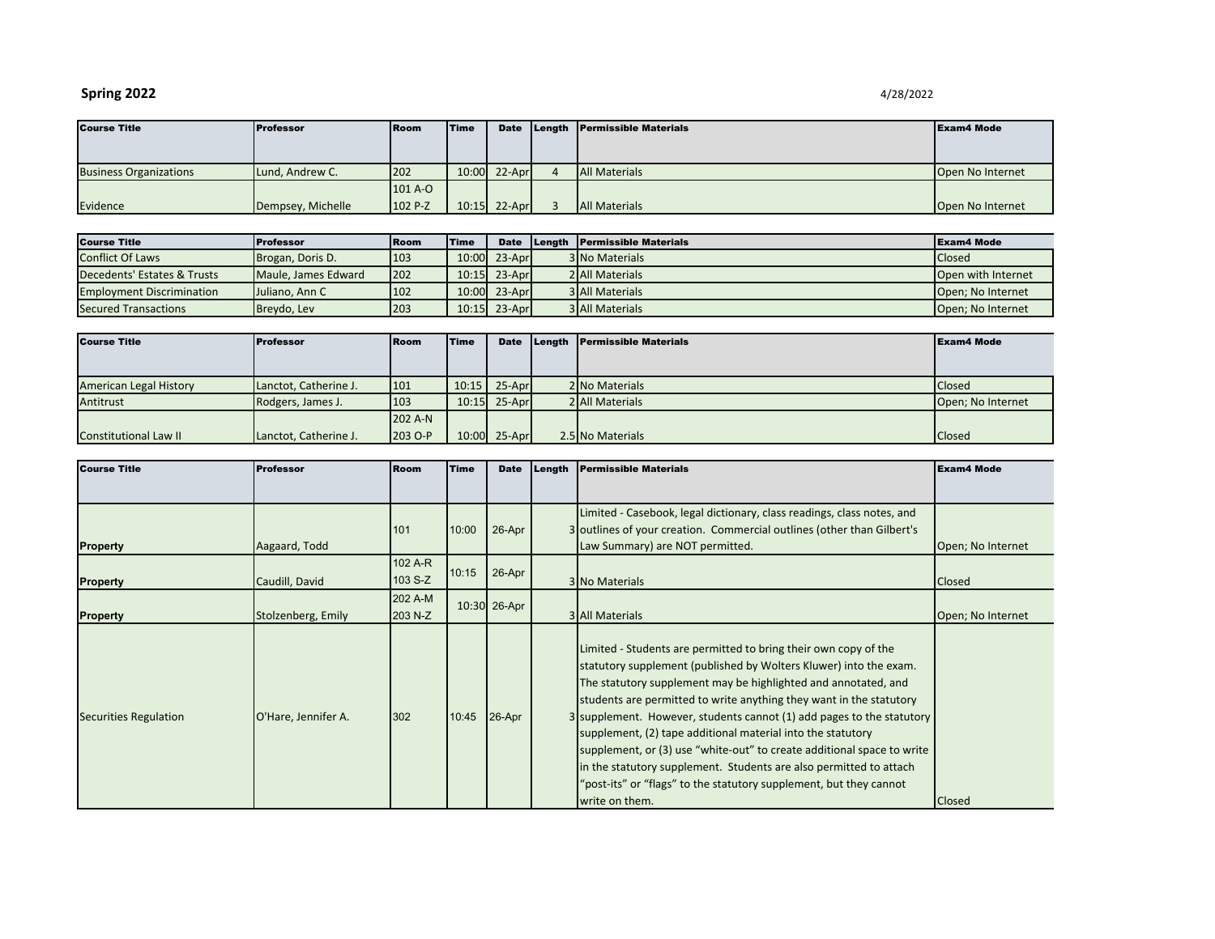**Spring 2022**

4/28/2022

| Course Title | Professor | Room | Time | Date | Length | Permissible Materials | Exam4 Mode |
|---|---|---|---|---|---|---|---|
| Business Organizations | Lund, Andrew C. | 202 | 10:00 | 22-Apr | 4 | All Materials | Open No Internet |
| Evidence | Dempsey, Michelle | 101 A-O<br>102 P-Z | 10:15 | 22-Apr | 3 | All Materials | Open No Internet |

| Course Title | Professor | Room | Time | Date | Length | Permissible Materials | Exam4 Mode |
|---|---|---|---|---|---|---|---|
| Conflict Of Laws | Brogan, Doris D. | 103 | 10:00 | 23-Apr | 3 | No Materials | Closed |
| Decedents' Estates & Trusts | Maule, James Edward | 202 | 10:15 | 23-Apr | 2 | All Materials | Open with Internet |
| Employment Discrimination | Juliano, Ann C | 102 | 10:00 | 23-Apr | 3 | All Materials | Open; No Internet |
| Secured Transactions | Breydo, Lev | 203 | 10:15 | 23-Apr | 3 | All Materials | Open; No Internet |

| Course Title | Professor | Room | Time | Date | Length | Permissible Materials | Exam4 Mode |
|---|---|---|---|---|---|---|---|
| American Legal History | Lanctot, Catherine J. | 101 | 10:15 | 25-Apr | 2 | No Materials | Closed |
| Antitrust | Rodgers, James J. | 103 | 10:15 | 25-Apr | 2 | All Materials | Open; No Internet |
| Constitutional Law II | Lanctot, Catherine J. | 202 A-N<br>203 O-P | 10:00 | 25-Apr | 2.5 | No Materials | Closed |

| Course Title | Professor | Room | Time | Date | Length | Permissible Materials | Exam4 Mode |
|---|---|---|---|---|---|---|---|
| **Property** | Aagaard, Todd | 101 | 10:00 | 26-Apr | 3 | Limited - Casebook, legal dictionary, class readings, class notes, and outlines of your creation. Commercial outlines (other than Gilbert's Law Summary) are NOT permitted. | Open; No Internet |
| **Property** | Caudill, David | 102 A-R<br>103 S-Z | 10:15 | 26-Apr | 3 | No Materials | Closed |
| **Property** | Stolzenberg, Emily | 202 A-M<br>203 N-Z | 10:30 | 26-Apr | 3 | All Materials | Open; No Internet |
| Securities Regulation | O'Hare, Jennifer A. | 302 | 10:45 | 26-Apr | 3 | Limited - Students are permitted to bring their own copy of the statutory supplement (published by Wolters Kluwer) into the exam. The statutory supplement may be highlighted and annotated, and students are permitted to write anything they want in the statutory supplement. However, students cannot (1) add pages to the statutory supplement, (2) tape additional material into the statutory supplement, or (3) use "white-out" to create additional space to write in the statutory supplement. Students are also permitted to attach "post-its" or "flags" to the statutory supplement, but they cannot write on them. | Closed |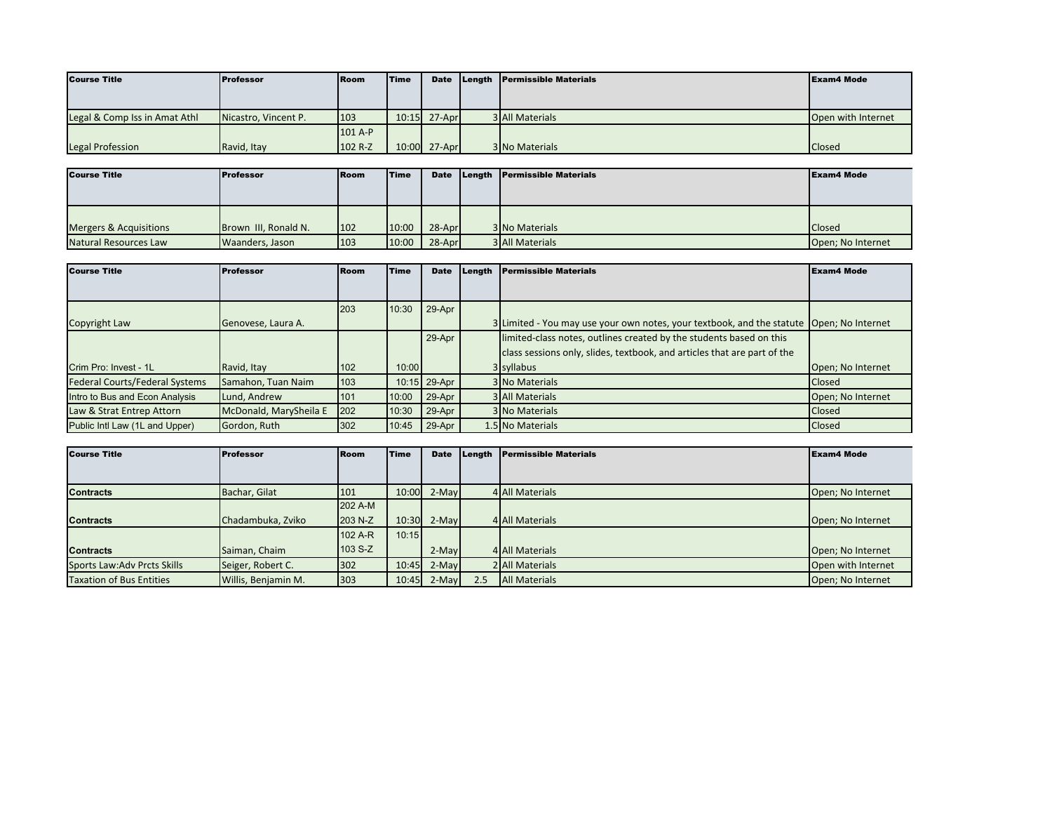| Course Title | Professor | Room | Time | Date | Length | Permissible Materials | Exam4 Mode |
|---|---|---|---|---|---|---|---|
| Legal & Comp Iss in Amat Athl | Nicastro, Vincent P. | 103 | 10:15 | 27-Apr | 3 | All Materials | Open with Internet |
| Legal Profession | Ravid, Itay | 101 A-P 102 R-Z | 10:00 | 27-Apr | 3 | No Materials | Closed |

| Course Title | Professor | Room | Time | Date | Length | Permissible Materials | Exam4 Mode |
|---|---|---|---|---|---|---|---|
| Mergers & Acquisitions | Brown III, Ronald N. | 102 | 10:00 | 28-Apr | 3 | No Materials | Closed |
| Natural Resources Law | Waanders, Jason | 103 | 10:00 | 28-Apr | 3 | All Materials | Open; No Internet |

| Course Title | Professor | Room | Time | Date | Length | Permissible Materials | Exam4 Mode |
|---|---|---|---|---|---|---|---|
| Copyright Law | Genovese, Laura A. | 203 | 10:30 | 29-Apr | 3 | Limited - You may use your own notes, your textbook, and the statute | Open; No Internet |
| Crim Pro: Invest - 1L | Ravid, Itay | 102 | 10:00 | 29-Apr | 3 | limited-class notes, outlines created by the students based on this class sessions only, slides, textbook, and articles that are part of the syllabus | Open; No Internet |
| Federal Courts/Federal Systems | Samahon, Tuan Naim | 103 | 10:15 | 29-Apr | 3 | No Materials | Closed |
| Intro to Bus and Econ Analysis | Lund, Andrew | 101 | 10:00 | 29-Apr | 3 | All Materials | Open; No Internet |
| Law & Strat Entrep Attorn | McDonald, MarySheila E | 202 | 10:30 | 29-Apr | 3 | No Materials | Closed |
| Public Intl Law (1L and Upper) | Gordon, Ruth | 302 | 10:45 | 29-Apr | 1.5 | No Materials | Closed |

| Course Title | Professor | Room | Time | Date | Length | Permissible Materials | Exam4 Mode |
|---|---|---|---|---|---|---|---|
| **Contracts** | Bachar, Gilat | 101 | 10:00 | 2-May | 4 | All Materials | Open; No Internet |
| **Contracts** | Chadambuka, Zviko | 202 A-M 203 N-Z | 10:30 | 2-May | 4 | All Materials | Open; No Internet |
| **Contracts** | Saiman, Chaim | 102 A-R 103 S-Z | 10:15 | 2-May | 4 | All Materials | Open; No Internet |
| Sports Law:Adv Prcts Skills | Seiger, Robert C. | 302 | 10:45 | 2-May | 2 | All Materials | Open with Internet |
| Taxation of Bus Entities | Willis, Benjamin M. | 303 | 10:45 | 2-May | 2.5 | All Materials | Open; No Internet |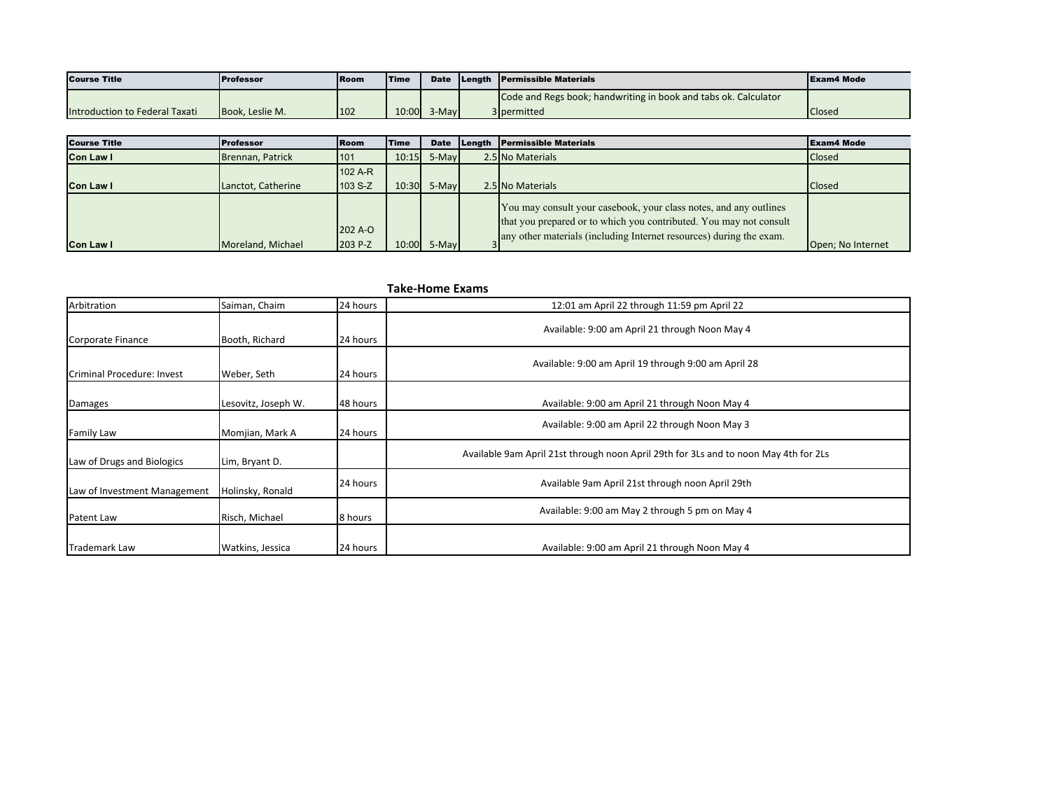| Course Title | Professor | Room | Time | Date | Length | Permissible Materials | Exam4 Mode |
|---|---|---|---|---|---|---|---|
| Introduction to Federal Taxati | Book, Leslie M. | 102 | 10:00 | 3-May | 3 | Code and Regs book; handwriting in book and tabs ok. Calculator permitted | Closed |

| Course Title | Professor | Room | Time | Date | Length | Permissible Materials | Exam4 Mode |
|---|---|---|---|---|---|---|---|
| **Con Law I** | Brennan, Patrick | 101 | 10:15 | 5-May | 2.5 | No Materials | Closed |
| **Con Law I** | Lanctot, Catherine | 102 A-R 103 S-Z | 10:30 | 5-May | 2.5 | No Materials | Closed |
| **Con Law I** | Moreland, Michael | 202 A-O 203 P-Z | 10:00 | 5-May | 3 | You may consult your casebook, your class notes, and any outlines that you prepared or to which you contributed. You may not consult any other materials (including Internet resources) during the exam. | Open; No Internet |

## Take-Home Exams

| | | | |
|---|---|---|---|
| Arbitration | Saiman, Chaim | 24 hours | 12:01 am April 22 through 11:59 pm April 22 |
| Corporate Finance | Booth, Richard | 24 hours | Available: 9:00 am April 21 through Noon May 4 |
| Criminal Procedure: Invest | Weber, Seth | 24 hours | Available: 9:00 am April 19 through 9:00 am April 28 |
| Damages | Lesovitz, Joseph W. | 48 hours | Available: 9:00 am April 21 through Noon May 4 |
| Family Law | Momjian, Mark A | 24 hours | Available: 9:00 am April 22 through Noon May 3 |
| Law of Drugs and Biologics | Lim, Bryant D. | | Available 9am April 21st through noon April 29th for 3Ls and to noon May 4th for 2Ls |
| Law of Investment Management | Holinsky, Ronald | 24 hours | Available 9am April 21st through noon April 29th |
| Patent Law | Risch, Michael | 8 hours | Available: 9:00 am May 2 through 5 pm on May 4 |
| Trademark Law | Watkins, Jessica | 24 hours | Available: 9:00 am April 21 through Noon May 4 |